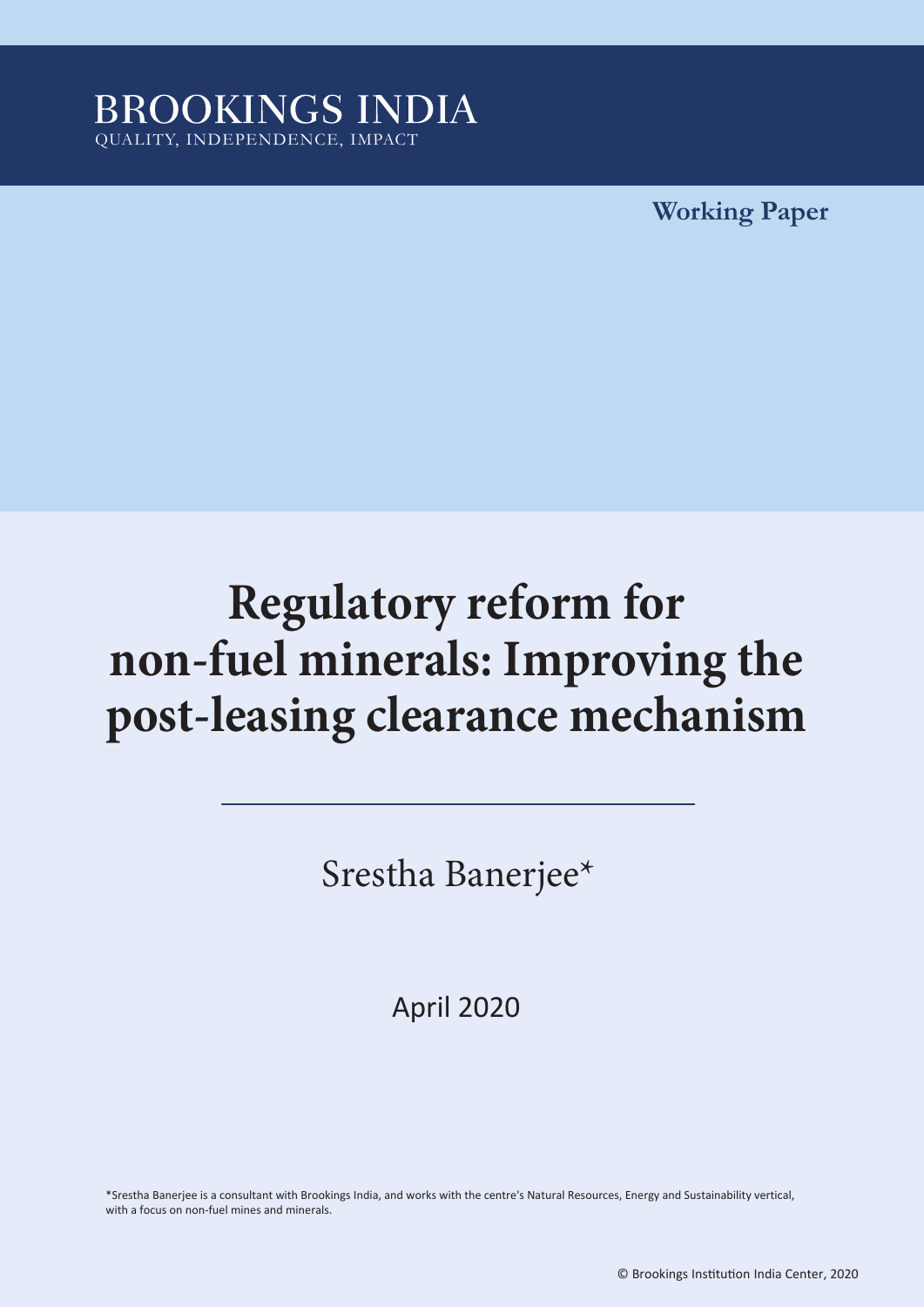BROOKINGS INDIA

QUALITY, INDEPENDENCE, IMPACT

**Working Paper**

# Regulatory reform for non-fuel minerals: Improving the post-leasing clearance mechanism

Srestha Banerjee*

April 2020

*Srestha Banerjee is a consultant with Brookings India, and works with the centre's Natural Resources, Energy and Sustainability vertical, with a focus on non-fuel mines and minerals.

© Brookings Institution India Center, 2020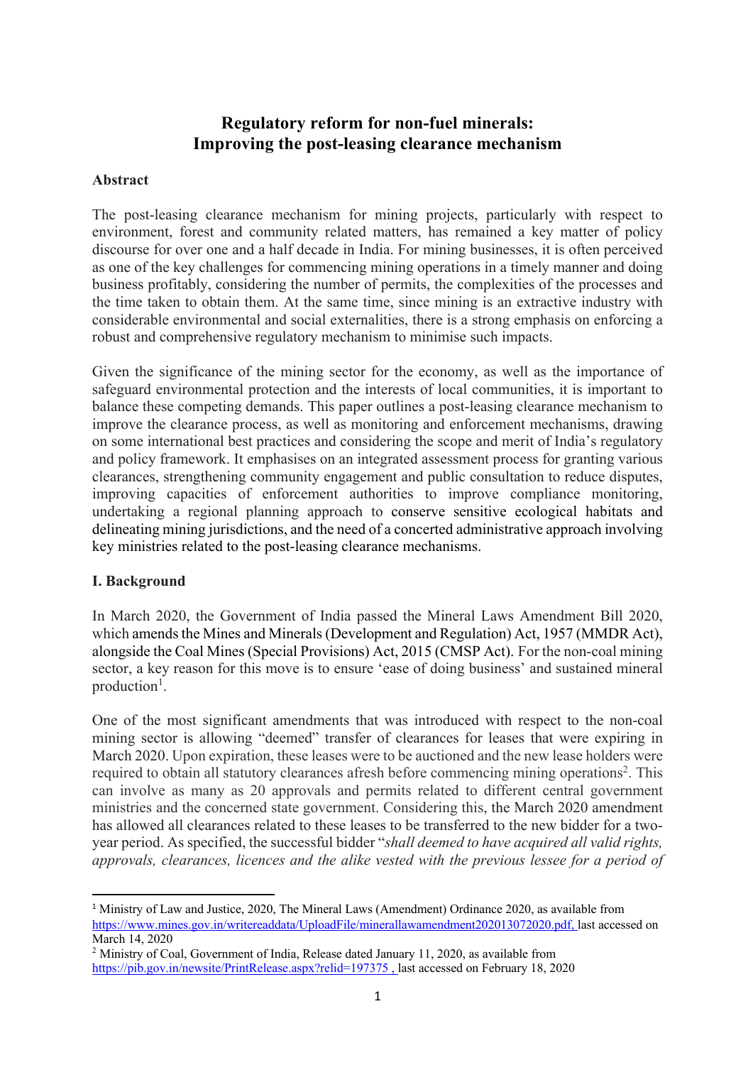# Regulatory reform for non-fuel minerals: Improving the post-leasing clearance mechanism

## Abstract

The post-leasing clearance mechanism for mining projects, particularly with respect to environment, forest and community related matters, has remained a key matter of policy discourse for over one and a half decade in India. For mining businesses, it is often perceived as one of the key challenges for commencing mining operations in a timely manner and doing business profitably, considering the number of permits, the complexities of the processes and the time taken to obtain them. At the same time, since mining is an extractive industry with considerable environmental and social externalities, there is a strong emphasis on enforcing a robust and comprehensive regulatory mechanism to minimise such impacts.

Given the significance of the mining sector for the economy, as well as the importance of safeguard environmental protection and the interests of local communities, it is important to balance these competing demands. This paper outlines a post-leasing clearance mechanism to improve the clearance process, as well as monitoring and enforcement mechanisms, drawing on some international best practices and considering the scope and merit of India's regulatory and policy framework. It emphasises on an integrated assessment process for granting various clearances, strengthening community engagement and public consultation to reduce disputes, improving capacities of enforcement authorities to improve compliance monitoring, undertaking a regional planning approach to conserve sensitive ecological habitats and delineating mining jurisdictions, and the need of a concerted administrative approach involving key ministries related to the post-leasing clearance mechanisms.

## I. Background

In March 2020, the Government of India passed the Mineral Laws Amendment Bill 2020, which amends the Mines and Minerals (Development and Regulation) Act, 1957 (MMDR Act), alongside the Coal Mines (Special Provisions) Act, 2015 (CMSP Act). For the non-coal mining sector, a key reason for this move is to ensure 'ease of doing business' and sustained mineral production[1].

One of the most significant amendments that was introduced with respect to the non-coal mining sector is allowing "deemed" transfer of clearances for leases that were expiring in March 2020. Upon expiration, these leases were to be auctioned and the new lease holders were required to obtain all statutory clearances afresh before commencing mining operations[2]. This can involve as many as 20 approvals and permits related to different central government ministries and the concerned state government. Considering this, the March 2020 amendment has allowed all clearances related to these leases to be transferred to the new bidder for a two-year period. As specified, the successful bidder "*shall deemed to have acquired all valid rights, approvals, clearances, licences and the alike vested with the previous lessee for a period of*

---

[1] Ministry of Law and Justice, 2020, The Mineral Laws (Amendment) Ordinance 2020, as available from https://www.mines.gov.in/writereaddata/UploadFile/minerallawamendment202013072020.pdf, last accessed on March 14, 2020

[2] Ministry of Coal, Government of India, Release dated January 11, 2020, as available from https://pib.gov.in/newsite/PrintRelease.aspx?relid=197375 , last accessed on February 18, 2020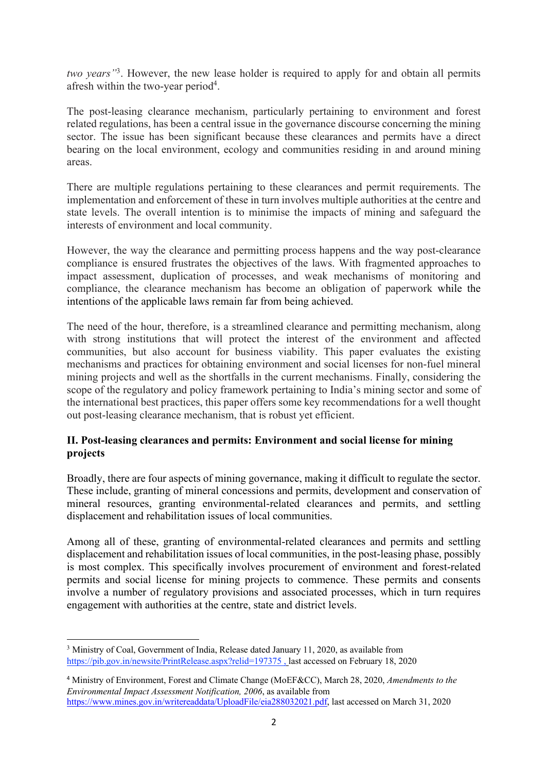*two years"*[3]. However, the new lease holder is required to apply for and obtain all permits afresh within the two-year period[4].

The post-leasing clearance mechanism, particularly pertaining to environment and forest related regulations, has been a central issue in the governance discourse concerning the mining sector. The issue has been significant because these clearances and permits have a direct bearing on the local environment, ecology and communities residing in and around mining areas.

There are multiple regulations pertaining to these clearances and permit requirements. The implementation and enforcement of these in turn involves multiple authorities at the centre and state levels. The overall intention is to minimise the impacts of mining and safeguard the interests of environment and local community.

However, the way the clearance and permitting process happens and the way post-clearance compliance is ensured frustrates the objectives of the laws. With fragmented approaches to impact assessment, duplication of processes, and weak mechanisms of monitoring and compliance, the clearance mechanism has become an obligation of paperwork while the intentions of the applicable laws remain far from being achieved.

The need of the hour, therefore, is a streamlined clearance and permitting mechanism, along with strong institutions that will protect the interest of the environment and affected communities, but also account for business viability. This paper evaluates the existing mechanisms and practices for obtaining environment and social licenses for non-fuel mineral mining projects and well as the shortfalls in the current mechanisms. Finally, considering the scope of the regulatory and policy framework pertaining to India's mining sector and some of the international best practices, this paper offers some key recommendations for a well thought out post-leasing clearance mechanism, that is robust yet efficient.

## II. Post-leasing clearances and permits: Environment and social license for mining projects

Broadly, there are four aspects of mining governance, making it difficult to regulate the sector. These include, granting of mineral concessions and permits, development and conservation of mineral resources, granting environmental-related clearances and permits, and settling displacement and rehabilitation issues of local communities.

Among all of these, granting of environmental-related clearances and permits and settling displacement and rehabilitation issues of local communities, in the post-leasing phase, possibly is most complex. This specifically involves procurement of environment and forest-related permits and social license for mining projects to commence. These permits and consents involve a number of regulatory provisions and associated processes, which in turn requires engagement with authorities at the centre, state and district levels.

---

[3] Ministry of Coal, Government of India, Release dated January 11, 2020, as available from https://pib.gov.in/newsite/PrintRelease.aspx?relid=197375 , last accessed on February 18, 2020

[4] Ministry of Environment, Forest and Climate Change (MoEF&CC), March 28, 2020, *Amendments to the Environmental Impact Assessment Notification, 2006*, as available from https://www.mines.gov.in/writereaddata/UploadFile/eia288032021.pdf, last accessed on March 31, 2020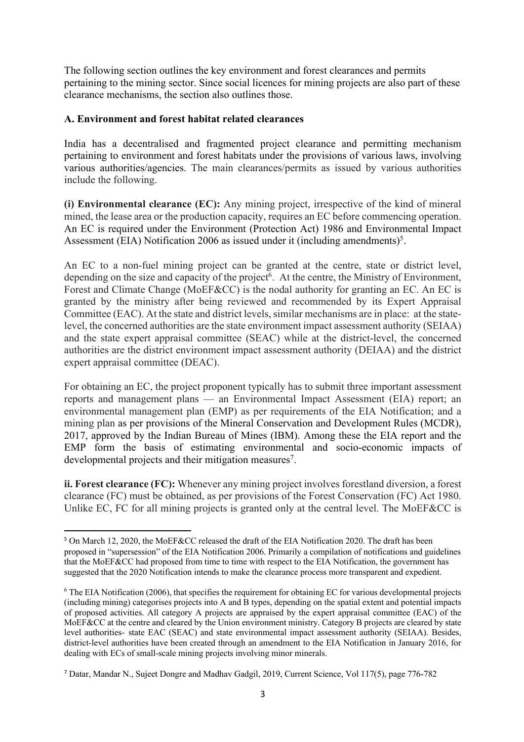The following section outlines the key environment and forest clearances and permits pertaining to the mining sector. Since social licences for mining projects are also part of these clearance mechanisms, the section also outlines those.

**A. Environment and forest habitat related clearances**

India has a decentralised and fragmented project clearance and permitting mechanism pertaining to environment and forest habitats under the provisions of various laws, involving various authorities/agencies. The main clearances/permits as issued by various authorities include the following.

**(i) Environmental clearance (EC):** Any mining project, irrespective of the kind of mineral mined, the lease area or the production capacity, requires an EC before commencing operation. An EC is required under the Environment (Protection Act) 1986 and Environmental Impact Assessment (EIA) Notification 2006 as issued under it (including amendments)[5].

An EC to a non-fuel mining project can be granted at the centre, state or district level, depending on the size and capacity of the project[6]. At the centre, the Ministry of Environment, Forest and Climate Change (MoEF&CC) is the nodal authority for granting an EC. An EC is granted by the ministry after being reviewed and recommended by its Expert Appraisal Committee (EAC). At the state and district levels, similar mechanisms are in place: at the state-level, the concerned authorities are the state environment impact assessment authority (SEIAA) and the state expert appraisal committee (SEAC) while at the district-level, the concerned authorities are the district environment impact assessment authority (DEIAA) and the district expert appraisal committee (DEAC).

For obtaining an EC, the project proponent typically has to submit three important assessment reports and management plans — an Environmental Impact Assessment (EIA) report; an environmental management plan (EMP) as per requirements of the EIA Notification; and a mining plan as per provisions of the Mineral Conservation and Development Rules (MCDR), 2017, approved by the Indian Bureau of Mines (IBM). Among these the EIA report and the EMP form the basis of estimating environmental and socio-economic impacts of developmental projects and their mitigation measures[7].

**ii. Forest clearance (FC):** Whenever any mining project involves forestland diversion, a forest clearance (FC) must be obtained, as per provisions of the Forest Conservation (FC) Act 1980. Unlike EC, FC for all mining projects is granted only at the central level. The MoEF&CC is

---

[5] On March 12, 2020, the MoEF&CC released the draft of the EIA Notification 2020. The draft has been proposed in "supersession" of the EIA Notification 2006. Primarily a compilation of notifications and guidelines that the MoEF&CC had proposed from time to time with respect to the EIA Notification, the government has suggested that the 2020 Notification intends to make the clearance process more transparent and expedient.

[6] The EIA Notification (2006), that specifies the requirement for obtaining EC for various developmental projects (including mining) categorises projects into A and B types, depending on the spatial extent and potential impacts of proposed activities. All category A projects are appraised by the expert appraisal committee (EAC) of the MoEF&CC at the centre and cleared by the Union environment ministry. Category B projects are cleared by state level authorities- state EAC (SEAC) and state environmental impact assessment authority (SEIAA). Besides, district-level authorities have been created through an amendment to the EIA Notification in January 2016, for dealing with ECs of small-scale mining projects involving minor minerals.

[7] Datar, Mandar N., Sujeet Dongre and Madhav Gadgil, 2019, Current Science, Vol 117(5), page 776-782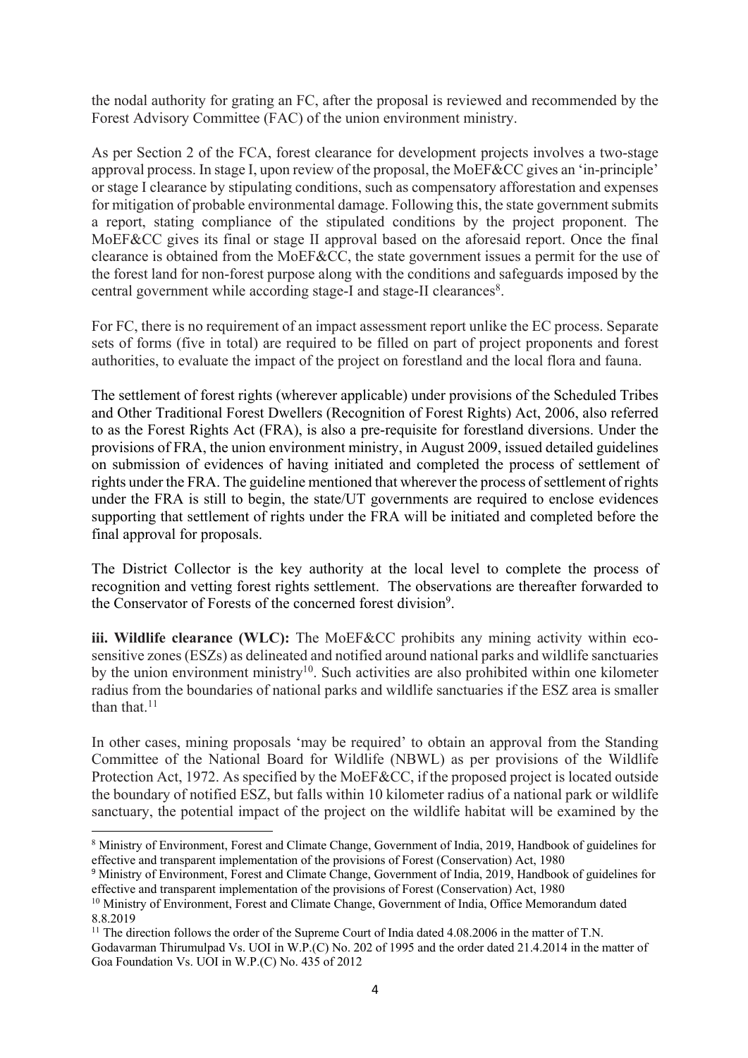the nodal authority for grating an FC, after the proposal is reviewed and recommended by the Forest Advisory Committee (FAC) of the union environment ministry.

As per Section 2 of the FCA, forest clearance for development projects involves a two-stage approval process. In stage I, upon review of the proposal, the MoEF&CC gives an 'in-principle' or stage I clearance by stipulating conditions, such as compensatory afforestation and expenses for mitigation of probable environmental damage. Following this, the state government submits a report, stating compliance of the stipulated conditions by the project proponent. The MoEF&CC gives its final or stage II approval based on the aforesaid report. Once the final clearance is obtained from the MoEF&CC, the state government issues a permit for the use of the forest land for non-forest purpose along with the conditions and safeguards imposed by the central government while according stage-I and stage-II clearances[8].

For FC, there is no requirement of an impact assessment report unlike the EC process. Separate sets of forms (five in total) are required to be filled on part of project proponents and forest authorities, to evaluate the impact of the project on forestland and the local flora and fauna.

The settlement of forest rights (wherever applicable) under provisions of the Scheduled Tribes and Other Traditional Forest Dwellers (Recognition of Forest Rights) Act, 2006, also referred to as the Forest Rights Act (FRA), is also a pre-requisite for forestland diversions. Under the provisions of FRA, the union environment ministry, in August 2009, issued detailed guidelines on submission of evidences of having initiated and completed the process of settlement of rights under the FRA. The guideline mentioned that wherever the process of settlement of rights under the FRA is still to begin, the state/UT governments are required to enclose evidences supporting that settlement of rights under the FRA will be initiated and completed before the final approval for proposals.

The District Collector is the key authority at the local level to complete the process of recognition and vetting forest rights settlement. The observations are thereafter forwarded to the Conservator of Forests of the concerned forest division[9].

**iii. Wildlife clearance (WLC):** The MoEF&CC prohibits any mining activity within eco-sensitive zones (ESZs) as delineated and notified around national parks and wildlife sanctuaries by the union environment ministry[10]. Such activities are also prohibited within one kilometer radius from the boundaries of national parks and wildlife sanctuaries if the ESZ area is smaller than that.[11]

In other cases, mining proposals 'may be required' to obtain an approval from the Standing Committee of the National Board for Wildlife (NBWL) as per provisions of the Wildlife Protection Act, 1972. As specified by the MoEF&CC, if the proposed project is located outside the boundary of notified ESZ, but falls within 10 kilometer radius of a national park or wildlife sanctuary, the potential impact of the project on the wildlife habitat will be examined by the

---

[8] Ministry of Environment, Forest and Climate Change, Government of India, 2019, Handbook of guidelines for effective and transparent implementation of the provisions of Forest (Conservation) Act, 1980

[9] Ministry of Environment, Forest and Climate Change, Government of India, 2019, Handbook of guidelines for effective and transparent implementation of the provisions of Forest (Conservation) Act, 1980

[10] Ministry of Environment, Forest and Climate Change, Government of India, Office Memorandum dated 8.8.2019

[11] The direction follows the order of the Supreme Court of India dated 4.08.2006 in the matter of T.N. Godavarman Thirumulpad Vs. UOI in W.P.(C) No. 202 of 1995 and the order dated 21.4.2014 in the matter of Goa Foundation Vs. UOI in W.P.(C) No. 435 of 2012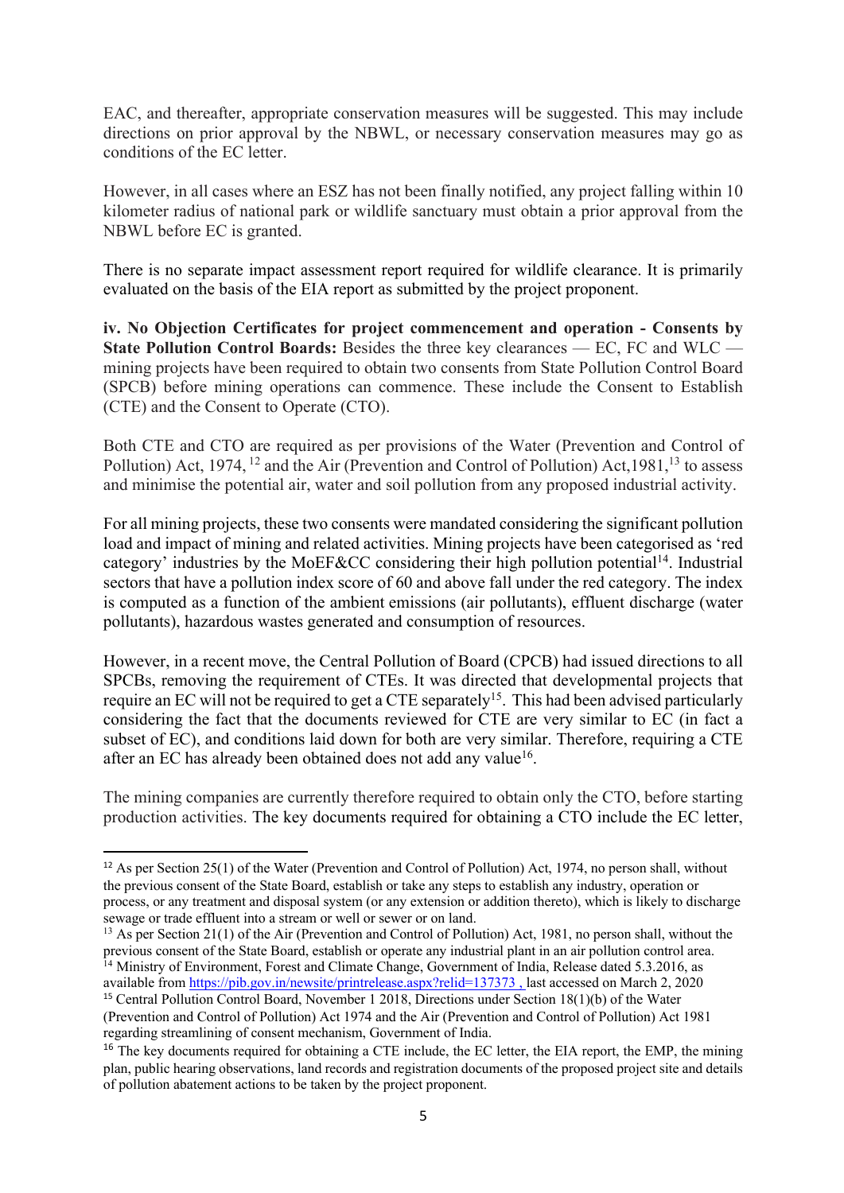EAC, and thereafter, appropriate conservation measures will be suggested. This may include directions on prior approval by the NBWL, or necessary conservation measures may go as conditions of the EC letter.

However, in all cases where an ESZ has not been finally notified, any project falling within 10 kilometer radius of national park or wildlife sanctuary must obtain a prior approval from the NBWL before EC is granted.

There is no separate impact assessment report required for wildlife clearance. It is primarily evaluated on the basis of the EIA report as submitted by the project proponent.

**iv. No Objection Certificates for project commencement and operation - Consents by State Pollution Control Boards:** Besides the three key clearances — EC, FC and WLC — mining projects have been required to obtain two consents from State Pollution Control Board (SPCB) before mining operations can commence. These include the Consent to Establish (CTE) and the Consent to Operate (CTO).

Both CTE and CTO are required as per provisions of the Water (Prevention and Control of Pollution) Act, 1974, [12] and the Air (Prevention and Control of Pollution) Act,1981,[13] to assess and minimise the potential air, water and soil pollution from any proposed industrial activity.

For all mining projects, these two consents were mandated considering the significant pollution load and impact of mining and related activities. Mining projects have been categorised as 'red category' industries by the MoEF&CC considering their high pollution potential[14]. Industrial sectors that have a pollution index score of 60 and above fall under the red category. The index is computed as a function of the ambient emissions (air pollutants), effluent discharge (water pollutants), hazardous wastes generated and consumption of resources.

However, in a recent move, the Central Pollution of Board (CPCB) had issued directions to all SPCBs, removing the requirement of CTEs. It was directed that developmental projects that require an EC will not be required to get a CTE separately[15]. This had been advised particularly considering the fact that the documents reviewed for CTE are very similar to EC (in fact a subset of EC), and conditions laid down for both are very similar. Therefore, requiring a CTE after an EC has already been obtained does not add any value[16].

The mining companies are currently therefore required to obtain only the CTO, before starting production activities. The key documents required for obtaining a CTO include the EC letter,

---

[12] As per Section 25(1) of the Water (Prevention and Control of Pollution) Act, 1974, no person shall, without the previous consent of the State Board, establish or take any steps to establish any industry, operation or process, or any treatment and disposal system (or any extension or addition thereto), which is likely to discharge sewage or trade effluent into a stream or well or sewer or on land.

[13] As per Section 21(1) of the Air (Prevention and Control of Pollution) Act, 1981, no person shall, without the previous consent of the State Board, establish or operate any industrial plant in an air pollution control area.

[14] Ministry of Environment, Forest and Climate Change, Government of India, Release dated 5.3.2016, as available from https://pib.gov.in/newsite/printrelease.aspx?relid=137373 , last accessed on March 2, 2020

[15] Central Pollution Control Board, November 1 2018, Directions under Section 18(1)(b) of the Water (Prevention and Control of Pollution) Act 1974 and the Air (Prevention and Control of Pollution) Act 1981 regarding streamlining of consent mechanism, Government of India.

[16] The key documents required for obtaining a CTE include, the EC letter, the EIA report, the EMP, the mining plan, public hearing observations, land records and registration documents of the proposed project site and details of pollution abatement actions to be taken by the project proponent.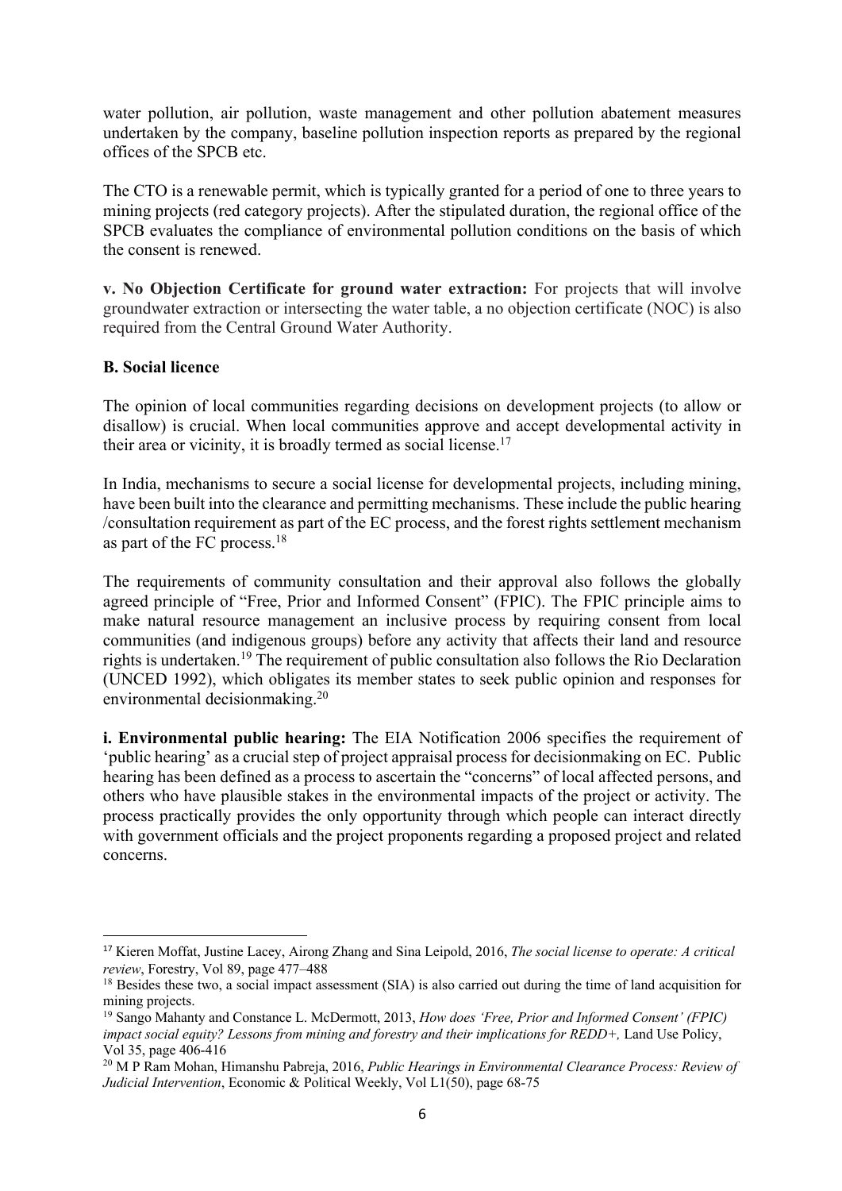water pollution, air pollution, waste management and other pollution abatement measures undertaken by the company, baseline pollution inspection reports as prepared by the regional offices of the SPCB etc.

The CTO is a renewable permit, which is typically granted for a period of one to three years to mining projects (red category projects). After the stipulated duration, the regional office of the SPCB evaluates the compliance of environmental pollution conditions on the basis of which the consent is renewed.

**v. No Objection Certificate for ground water extraction:** For projects that will involve groundwater extraction or intersecting the water table, a no objection certificate (NOC) is also required from the Central Ground Water Authority.

**B. Social licence**

The opinion of local communities regarding decisions on development projects (to allow or disallow) is crucial. When local communities approve and accept developmental activity in their area or vicinity, it is broadly termed as social license.[17]

In India, mechanisms to secure a social license for developmental projects, including mining, have been built into the clearance and permitting mechanisms. These include the public hearing /consultation requirement as part of the EC process, and the forest rights settlement mechanism as part of the FC process.[18]

The requirements of community consultation and their approval also follows the globally agreed principle of "Free, Prior and Informed Consent" (FPIC). The FPIC principle aims to make natural resource management an inclusive process by requiring consent from local communities (and indigenous groups) before any activity that affects their land and resource rights is undertaken.[19] The requirement of public consultation also follows the Rio Declaration (UNCED 1992), which obligates its member states to seek public opinion and responses for environmental decisionmaking.[20]

**i. Environmental public hearing:** The EIA Notification 2006 specifies the requirement of 'public hearing' as a crucial step of project appraisal process for decisionmaking on EC. Public hearing has been defined as a process to ascertain the "concerns" of local affected persons, and others who have plausible stakes in the environmental impacts of the project or activity. The process practically provides the only opportunity through which people can interact directly with government officials and the project proponents regarding a proposed project and related concerns.

---

[17] Kieren Moffat, Justine Lacey, Airong Zhang and Sina Leipold, 2016, *The social license to operate: A critical review*, Forestry, Vol 89, page 477–488

[18] Besides these two, a social impact assessment (SIA) is also carried out during the time of land acquisition for mining projects.

[19] Sango Mahanty and Constance L. McDermott, 2013, *How does 'Free, Prior and Informed Consent' (FPIC) impact social equity? Lessons from mining and forestry and their implications for REDD+,* Land Use Policy, Vol 35, page 406-416

[20] M P Ram Mohan, Himanshu Pabreja, 2016, *Public Hearings in Environmental Clearance Process: Review of Judicial Intervention*, Economic & Political Weekly, Vol L1(50), page 68-75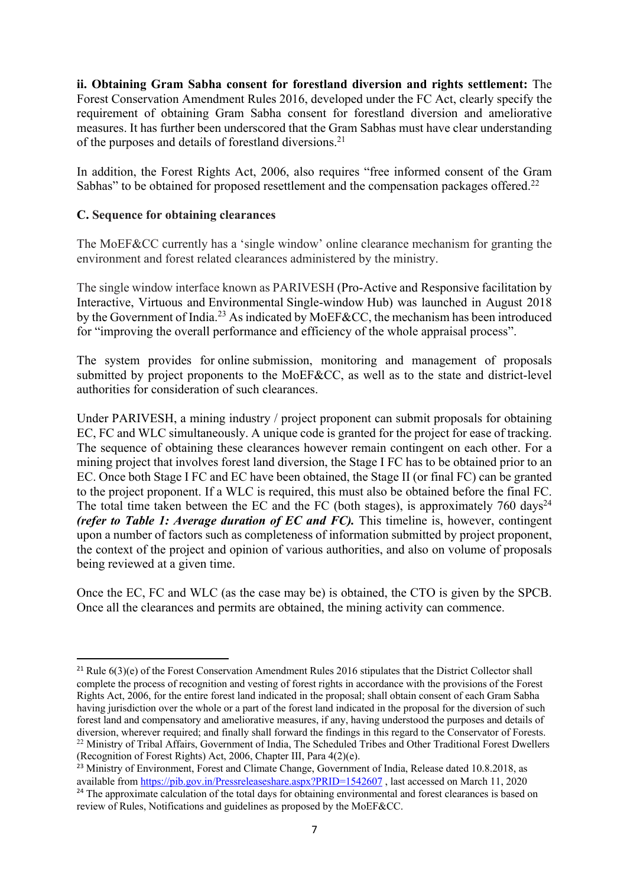**ii. Obtaining Gram Sabha consent for forestland diversion and rights settlement:** The Forest Conservation Amendment Rules 2016, developed under the FC Act, clearly specify the requirement of obtaining Gram Sabha consent for forestland diversion and ameliorative measures. It has further been underscored that the Gram Sabhas must have clear understanding of the purposes and details of forestland diversions.[21]

In addition, the Forest Rights Act, 2006, also requires "free informed consent of the Gram Sabhas" to be obtained for proposed resettlement and the compensation packages offered.[22]

**C. Sequence for obtaining clearances**

The MoEF&CC currently has a 'single window' online clearance mechanism for granting the environment and forest related clearances administered by the ministry.

The single window interface known as PARIVESH (Pro-Active and Responsive facilitation by Interactive, Virtuous and Environmental Single-window Hub) was launched in August 2018 by the Government of India.[23] As indicated by MoEF&CC, the mechanism has been introduced for "improving the overall performance and efficiency of the whole appraisal process".

The system provides for online submission, monitoring and management of proposals submitted by project proponents to the MoEF&CC, as well as to the state and district-level authorities for consideration of such clearances.

Under PARIVESH, a mining industry / project proponent can submit proposals for obtaining EC, FC and WLC simultaneously. A unique code is granted for the project for ease of tracking. The sequence of obtaining these clearances however remain contingent on each other. For a mining project that involves forest land diversion, the Stage I FC has to be obtained prior to an EC. Once both Stage I FC and EC have been obtained, the Stage II (or final FC) can be granted to the project proponent. If a WLC is required, this must also be obtained before the final FC. The total time taken between the EC and the FC (both stages), is approximately 760 days[24] ***(refer to Table 1: Average duration of EC and FC).*** This timeline is, however, contingent upon a number of factors such as completeness of information submitted by project proponent, the context of the project and opinion of various authorities, and also on volume of proposals being reviewed at a given time.

Once the EC, FC and WLC (as the case may be) is obtained, the CTO is given by the SPCB. Once all the clearances and permits are obtained, the mining activity can commence.

---

[21] Rule 6(3)(e) of the Forest Conservation Amendment Rules 2016 stipulates that the District Collector shall complete the process of recognition and vesting of forest rights in accordance with the provisions of the Forest Rights Act, 2006, for the entire forest land indicated in the proposal; shall obtain consent of each Gram Sabha having jurisdiction over the whole or a part of the forest land indicated in the proposal for the diversion of such forest land and compensatory and ameliorative measures, if any, having understood the purposes and details of diversion, wherever required; and finally shall forward the findings in this regard to the Conservator of Forests.

[22] Ministry of Tribal Affairs, Government of India, The Scheduled Tribes and Other Traditional Forest Dwellers (Recognition of Forest Rights) Act, 2006, Chapter III, Para 4(2)(e).

[23] Ministry of Environment, Forest and Climate Change, Government of India, Release dated 10.8.2018, as available from https://pib.gov.in/Pressreleaseshare.aspx?PRID=1542607 , last accessed on March 11, 2020

[24] The approximate calculation of the total days for obtaining environmental and forest clearances is based on review of Rules, Notifications and guidelines as proposed by the MoEF&CC.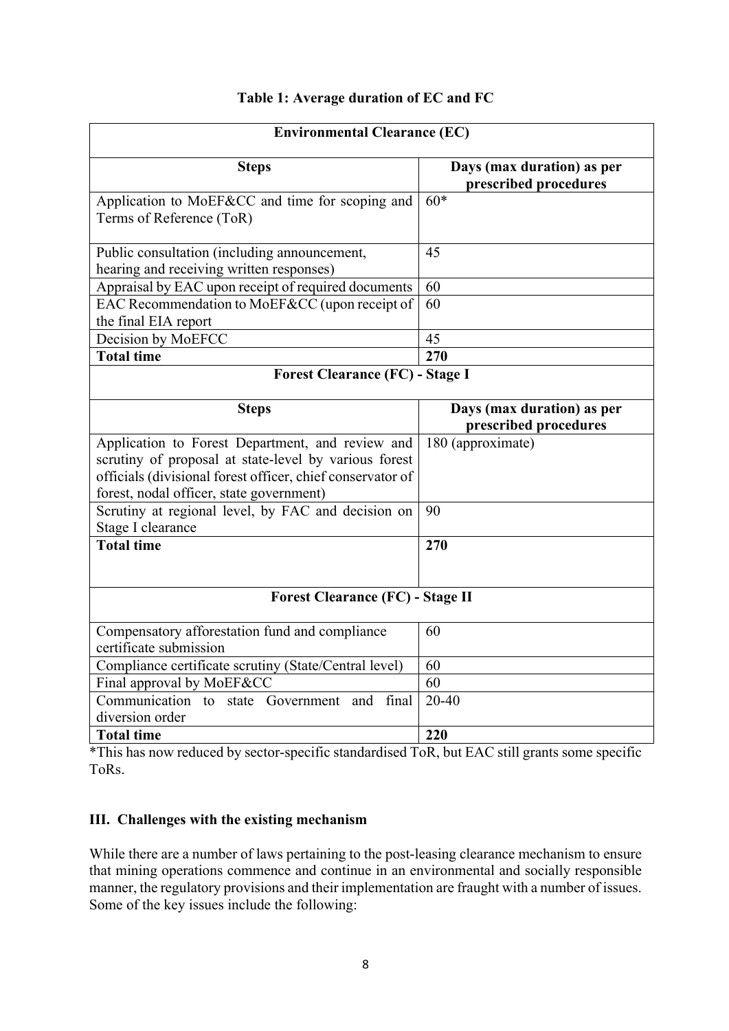**Table 1: Average duration of EC and FC**

| Environmental Clearance (EC) | |
|---|---|
| **Steps** | **Days (max duration) as per prescribed procedures** |
| Application to MoEF&CC and time for scoping and Terms of Reference (ToR) | 60* |
| Public consultation (including announcement, hearing and receiving written responses) | 45 |
| Appraisal by EAC upon receipt of required documents | 60 |
| EAC Recommendation to MoEF&CC (upon receipt of the final EIA report | 60 |
| Decision by MoEFCC | 45 |
| **Total time** | **270** |
| **Forest Clearance (FC) - Stage I** | |
| **Steps** | **Days (max duration) as per prescribed procedures** |
| Application to Forest Department, and review and scrutiny of proposal at state-level by various forest officials (divisional forest officer, chief conservator of forest, nodal officer, state government) | 180 (approximate) |
| Scrutiny at regional level, by FAC and decision on Stage I clearance | 90 |
| **Total time** | **270** |
| **Forest Clearance (FC) - Stage II** | |
| Compensatory afforestation fund and compliance certificate submission | 60 |
| Compliance certificate scrutiny (State/Central level) | 60 |
| Final approval by MoEF&CC | 60 |
| Communication to state Government and final diversion order | 20-40 |
| **Total time** | **220** |

*This has now reduced by sector-specific standardised ToR, but EAC still grants some specific ToRs.

## III. Challenges with the existing mechanism

While there are a number of laws pertaining to the post-leasing clearance mechanism to ensure that mining operations commence and continue in an environmental and socially responsible manner, the regulatory provisions and their implementation are fraught with a number of issues. Some of the key issues include the following: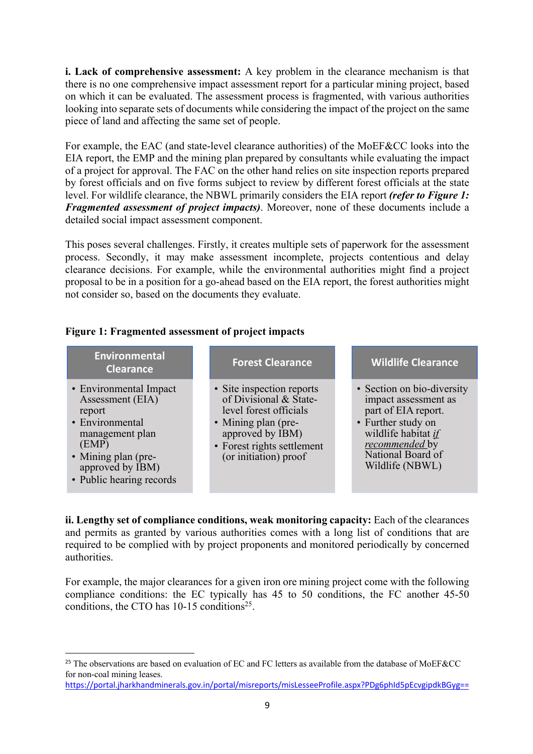**i. Lack of comprehensive assessment:** A key problem in the clearance mechanism is that there is no one comprehensive impact assessment report for a particular mining project, based on which it can be evaluated. The assessment process is fragmented, with various authorities looking into separate sets of documents while considering the impact of the project on the same piece of land and affecting the same set of people.

For example, the EAC (and state-level clearance authorities) of the MoEF&CC looks into the EIA report, the EMP and the mining plan prepared by consultants while evaluating the impact of a project for approval. The FAC on the other hand relies on site inspection reports prepared by forest officials and on five forms subject to review by different forest officials at the state level. For wildlife clearance, the NBWL primarily considers the EIA report ***(refer to Figure 1: Fragmented assessment of project impacts)***. Moreover, none of these documents include a detailed social impact assessment component.

This poses several challenges. Firstly, it creates multiple sets of paperwork for the assessment process. Secondly, it may make assessment incomplete, projects contentious and delay clearance decisions. For example, while the environmental authorities might find a project proposal to be in a position for a go-ahead based on the EIA report, the forest authorities might not consider so, based on the documents they evaluate.

**Figure 1: Fragmented assessment of project impacts**

| Environmental Clearance | Forest Clearance | Wildlife Clearance |
|---|---|---|
| • Environmental Impact Assessment (EIA) report<br>• Environmental management plan (EMP)<br>• Mining plan (pre-approved by IBM)<br>• Public hearing records | • Site inspection reports of Divisional & State-level forest officials<br>• Mining plan (pre-approved by IBM)<br>• Forest rights settlement (or initiation) proof | • Section on bio-diversity impact assessment as part of EIA report.<br>• Further study on wildlife habitat *if recommended* by National Board of Wildlife (NBWL) |

**ii. Lengthy set of compliance conditions, weak monitoring capacity:** Each of the clearances and permits as granted by various authorities comes with a long list of conditions that are required to be complied with by project proponents and monitored periodically by concerned authorities.

For example, the major clearances for a given iron ore mining project come with the following compliance conditions: the EC typically has 45 to 50 conditions, the FC another 45-50 conditions, the CTO has 10-15 conditions[25].

---

[25] The observations are based on evaluation of EC and FC letters as available from the database of MoEF&CC for non-coal mining leases.
https://portal.jharkhandminerals.gov.in/portal/misreports/misLesseeProfile.aspx?PDg6phId5pEcvgipdkBGyg==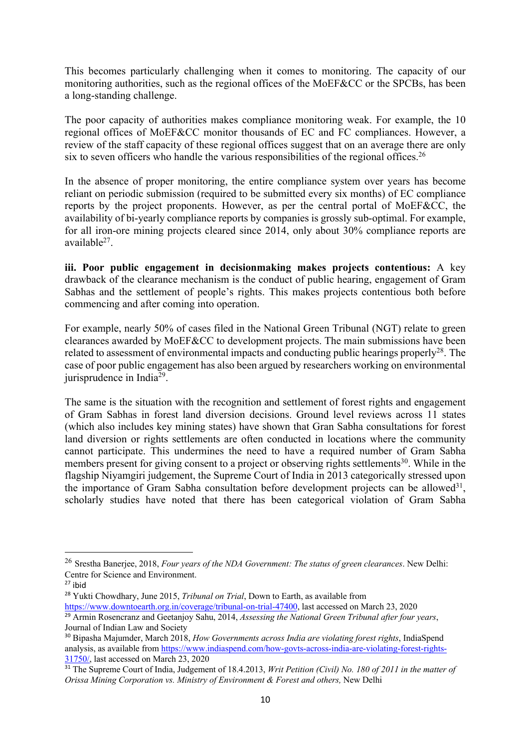This becomes particularly challenging when it comes to monitoring. The capacity of our monitoring authorities, such as the regional offices of the MoEF&CC or the SPCBs, has been a long-standing challenge.

The poor capacity of authorities makes compliance monitoring weak. For example, the 10 regional offices of MoEF&CC monitor thousands of EC and FC compliances. However, a review of the staff capacity of these regional offices suggest that on an average there are only six to seven officers who handle the various responsibilities of the regional offices.[26]

In the absence of proper monitoring, the entire compliance system over years has become reliant on periodic submission (required to be submitted every six months) of EC compliance reports by the project proponents. However, as per the central portal of MoEF&CC, the availability of bi-yearly compliance reports by companies is grossly sub-optimal. For example, for all iron-ore mining projects cleared since 2014, only about 30% compliance reports are available[27].

**iii. Poor public engagement in decisionmaking makes projects contentious:** A key drawback of the clearance mechanism is the conduct of public hearing, engagement of Gram Sabhas and the settlement of people's rights. This makes projects contentious both before commencing and after coming into operation.

For example, nearly 50% of cases filed in the National Green Tribunal (NGT) relate to green clearances awarded by MoEF&CC to development projects. The main submissions have been related to assessment of environmental impacts and conducting public hearings properly[28]. The case of poor public engagement has also been argued by researchers working on environmental jurisprudence in India[29].

The same is the situation with the recognition and settlement of forest rights and engagement of Gram Sabhas in forest land diversion decisions. Ground level reviews across 11 states (which also includes key mining states) have shown that Gran Sabha consultations for forest land diversion or rights settlements are often conducted in locations where the community cannot participate. This undermines the need to have a required number of Gram Sabha members present for giving consent to a project or observing rights settlements[30]. While in the flagship Niyamgiri judgement, the Supreme Court of India in 2013 categorically stressed upon the importance of Gram Sabha consultation before development projects can be allowed[31], scholarly studies have noted that there has been categorical violation of Gram Sabha

---

[26] Srestha Banerjee, 2018, *Four years of the NDA Government: The status of green clearances*. New Delhi: Centre for Science and Environment.

[27] ibid

[28] Yukti Chowdhary, June 2015, *Tribunal on Trial*, Down to Earth, as available from https://www.downtoearth.org.in/coverage/tribunal-on-trial-47400, last accessed on March 23, 2020

[29] Armin Rosencranz and Geetanjoy Sahu, 2014, *Assessing the National Green Tribunal after four years*, Journal of Indian Law and Society

[30] Bipasha Majumder, March 2018, *How Governments across India are violating forest rights*, IndiaSpend analysis, as available from https://www.indiaspend.com/how-govts-across-india-are-violating-forest-rights-31750/, last accessed on March 23, 2020

[31] The Supreme Court of India, Judgement of 18.4.2013, *Writ Petition (Civil) No. 180 of 2011 in the matter of Orissa Mining Corporation vs. Ministry of Environment & Forest and others,* New Delhi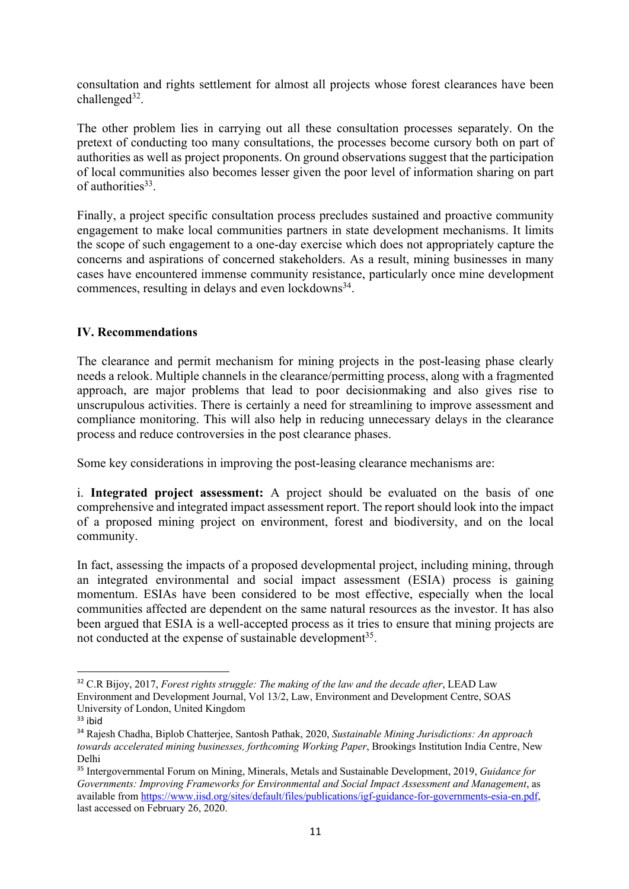consultation and rights settlement for almost all projects whose forest clearances have been challenged[32].

The other problem lies in carrying out all these consultation processes separately. On the pretext of conducting too many consultations, the processes become cursory both on part of authorities as well as project proponents. On ground observations suggest that the participation of local communities also becomes lesser given the poor level of information sharing on part of authorities[33].

Finally, a project specific consultation process precludes sustained and proactive community engagement to make local communities partners in state development mechanisms. It limits the scope of such engagement to a one-day exercise which does not appropriately capture the concerns and aspirations of concerned stakeholders. As a result, mining businesses in many cases have encountered immense community resistance, particularly once mine development commences, resulting in delays and even lockdowns[34].

## IV. Recommendations

The clearance and permit mechanism for mining projects in the post-leasing phase clearly needs a relook. Multiple channels in the clearance/permitting process, along with a fragmented approach, are major problems that lead to poor decisionmaking and also gives rise to unscrupulous activities. There is certainly a need for streamlining to improve assessment and compliance monitoring. This will also help in reducing unnecessary delays in the clearance process and reduce controversies in the post clearance phases.

Some key considerations in improving the post-leasing clearance mechanisms are:

i. **Integrated project assessment:** A project should be evaluated on the basis of one comprehensive and integrated impact assessment report. The report should look into the impact of a proposed mining project on environment, forest and biodiversity, and on the local community.

In fact, assessing the impacts of a proposed developmental project, including mining, through an integrated environmental and social impact assessment (ESIA) process is gaining momentum. ESIAs have been considered to be most effective, especially when the local communities affected are dependent on the same natural resources as the investor. It has also been argued that ESIA is a well-accepted process as it tries to ensure that mining projects are not conducted at the expense of sustainable development[35].

---

[32] C.R Bijoy, 2017, *Forest rights struggle: The making of the law and the decade after*, LEAD Law Environment and Development Journal, Vol 13/2, Law, Environment and Development Centre, SOAS University of London, United Kingdom

[33] ibid

[34] Rajesh Chadha, Biplob Chatterjee, Santosh Pathak, 2020, *Sustainable Mining Jurisdictions: An approach towards accelerated mining businesses, forthcoming Working Paper*, Brookings Institution India Centre, New Delhi

[35] Intergovernmental Forum on Mining, Minerals, Metals and Sustainable Development, 2019, *Guidance for Governments: Improving Frameworks for Environmental and Social Impact Assessment and Management*, as available from https://www.iisd.org/sites/default/files/publications/igf-guidance-for-governments-esia-en.pdf, last accessed on February 26, 2020.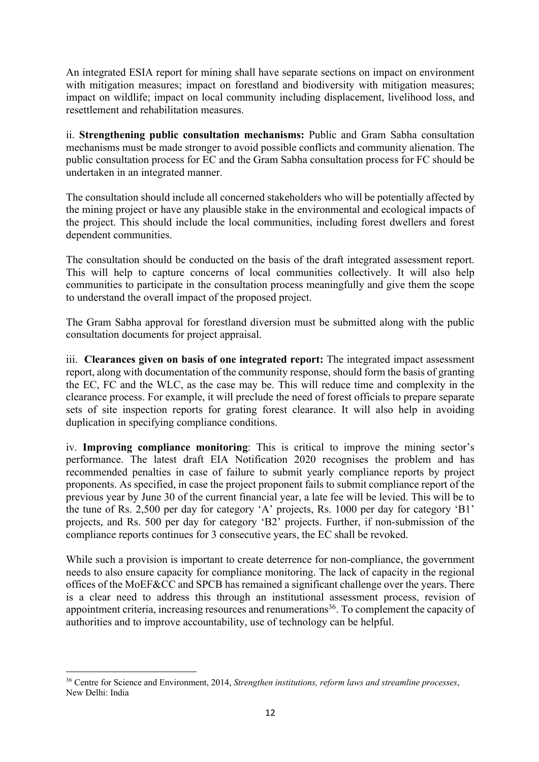An integrated ESIA report for mining shall have separate sections on impact on environment with mitigation measures; impact on forestland and biodiversity with mitigation measures; impact on wildlife; impact on local community including displacement, livelihood loss, and resettlement and rehabilitation measures.

ii. **Strengthening public consultation mechanisms:** Public and Gram Sabha consultation mechanisms must be made stronger to avoid possible conflicts and community alienation. The public consultation process for EC and the Gram Sabha consultation process for FC should be undertaken in an integrated manner.

The consultation should include all concerned stakeholders who will be potentially affected by the mining project or have any plausible stake in the environmental and ecological impacts of the project. This should include the local communities, including forest dwellers and forest dependent communities.

The consultation should be conducted on the basis of the draft integrated assessment report. This will help to capture concerns of local communities collectively. It will also help communities to participate in the consultation process meaningfully and give them the scope to understand the overall impact of the proposed project.

The Gram Sabha approval for forestland diversion must be submitted along with the public consultation documents for project appraisal.

iii. **Clearances given on basis of one integrated report:** The integrated impact assessment report, along with documentation of the community response, should form the basis of granting the EC, FC and the WLC, as the case may be. This will reduce time and complexity in the clearance process. For example, it will preclude the need of forest officials to prepare separate sets of site inspection reports for grating forest clearance. It will also help in avoiding duplication in specifying compliance conditions.

iv. **Improving compliance monitoring**: This is critical to improve the mining sector's performance. The latest draft EIA Notification 2020 recognises the problem and has recommended penalties in case of failure to submit yearly compliance reports by project proponents. As specified, in case the project proponent fails to submit compliance report of the previous year by June 30 of the current financial year, a late fee will be levied. This will be to the tune of Rs. 2,500 per day for category 'A' projects, Rs. 1000 per day for category 'B1' projects, and Rs. 500 per day for category 'B2' projects. Further, if non-submission of the compliance reports continues for 3 consecutive years, the EC shall be revoked.

While such a provision is important to create deterrence for non-compliance, the government needs to also ensure capacity for compliance monitoring. The lack of capacity in the regional offices of the MoEF&CC and SPCB has remained a significant challenge over the years. There is a clear need to address this through an institutional assessment process, revision of appointment criteria, increasing resources and renumerations[36]. To complement the capacity of authorities and to improve accountability, use of technology can be helpful.

---

[36] Centre for Science and Environment, 2014, *Strengthen institutions, reform laws and streamline processes*, New Delhi: India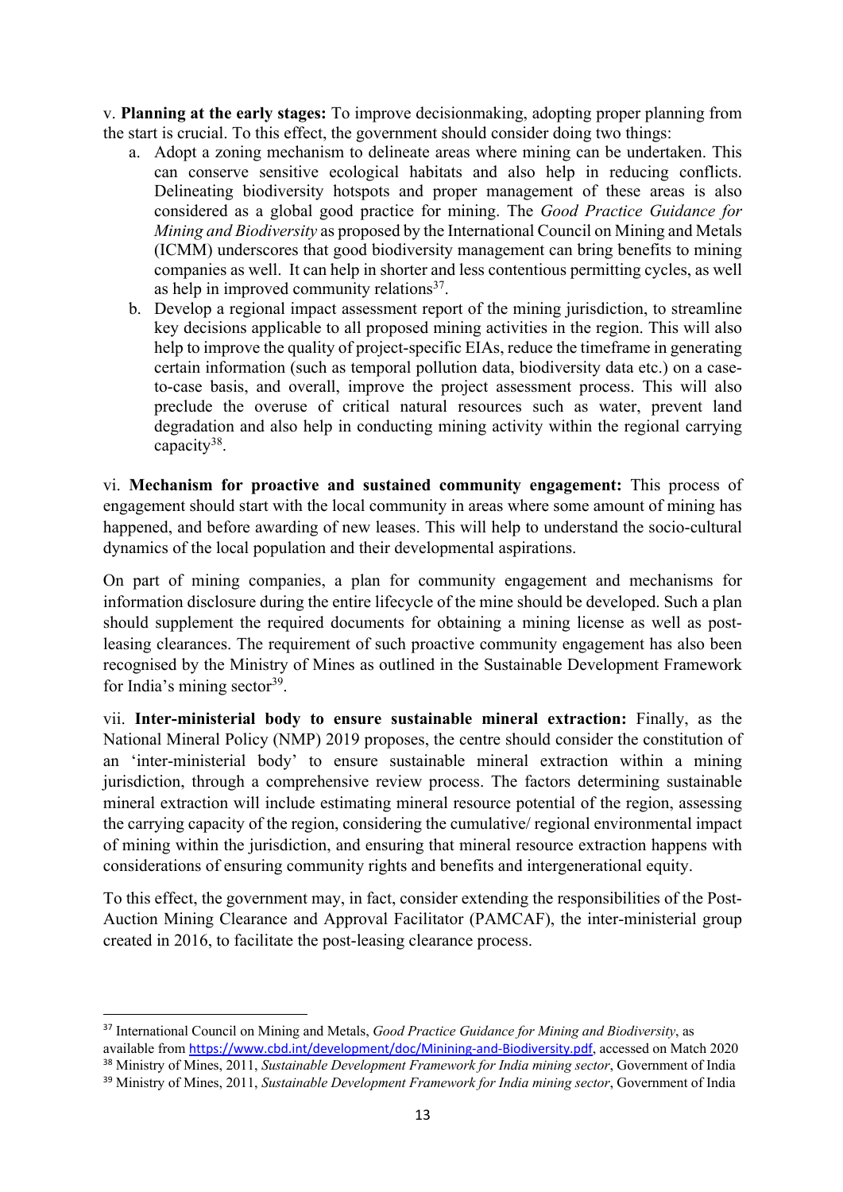v. **Planning at the early stages:** To improve decisionmaking, adopting proper planning from the start is crucial. To this effect, the government should consider doing two things:

a. Adopt a zoning mechanism to delineate areas where mining can be undertaken. This can conserve sensitive ecological habitats and also help in reducing conflicts. Delineating biodiversity hotspots and proper management of these areas is also considered as a global good practice for mining. The *Good Practice Guidance for Mining and Biodiversity* as proposed by the International Council on Mining and Metals (ICMM) underscores that good biodiversity management can bring benefits to mining companies as well. It can help in shorter and less contentious permitting cycles, as well as help in improved community relations[37].

b. Develop a regional impact assessment report of the mining jurisdiction, to streamline key decisions applicable to all proposed mining activities in the region. This will also help to improve the quality of project-specific EIAs, reduce the timeframe in generating certain information (such as temporal pollution data, biodiversity data etc.) on a case-to-case basis, and overall, improve the project assessment process. This will also preclude the overuse of critical natural resources such as water, prevent land degradation and also help in conducting mining activity within the regional carrying capacity[38].

vi. **Mechanism for proactive and sustained community engagement:** This process of engagement should start with the local community in areas where some amount of mining has happened, and before awarding of new leases. This will help to understand the socio-cultural dynamics of the local population and their developmental aspirations.

On part of mining companies, a plan for community engagement and mechanisms for information disclosure during the entire lifecycle of the mine should be developed. Such a plan should supplement the required documents for obtaining a mining license as well as post-leasing clearances. The requirement of such proactive community engagement has also been recognised by the Ministry of Mines as outlined in the Sustainable Development Framework for India's mining sector[39].

vii. **Inter-ministerial body to ensure sustainable mineral extraction:** Finally, as the National Mineral Policy (NMP) 2019 proposes, the centre should consider the constitution of an 'inter-ministerial body' to ensure sustainable mineral extraction within a mining jurisdiction, through a comprehensive review process. The factors determining sustainable mineral extraction will include estimating mineral resource potential of the region, assessing the carrying capacity of the region, considering the cumulative/ regional environmental impact of mining within the jurisdiction, and ensuring that mineral resource extraction happens with considerations of ensuring community rights and benefits and intergenerational equity.

To this effect, the government may, in fact, consider extending the responsibilities of the Post-Auction Mining Clearance and Approval Facilitator (PAMCAF), the inter-ministerial group created in 2016, to facilitate the post-leasing clearance process.

---

[37] International Council on Mining and Metals, *Good Practice Guidance for Mining and Biodiversity*, as available from https://www.cbd.int/development/doc/Minining-and-Biodiversity.pdf, accessed on Match 2020

[38] Ministry of Mines, 2011, *Sustainable Development Framework for India mining sector*, Government of India

[39] Ministry of Mines, 2011, *Sustainable Development Framework for India mining sector*, Government of India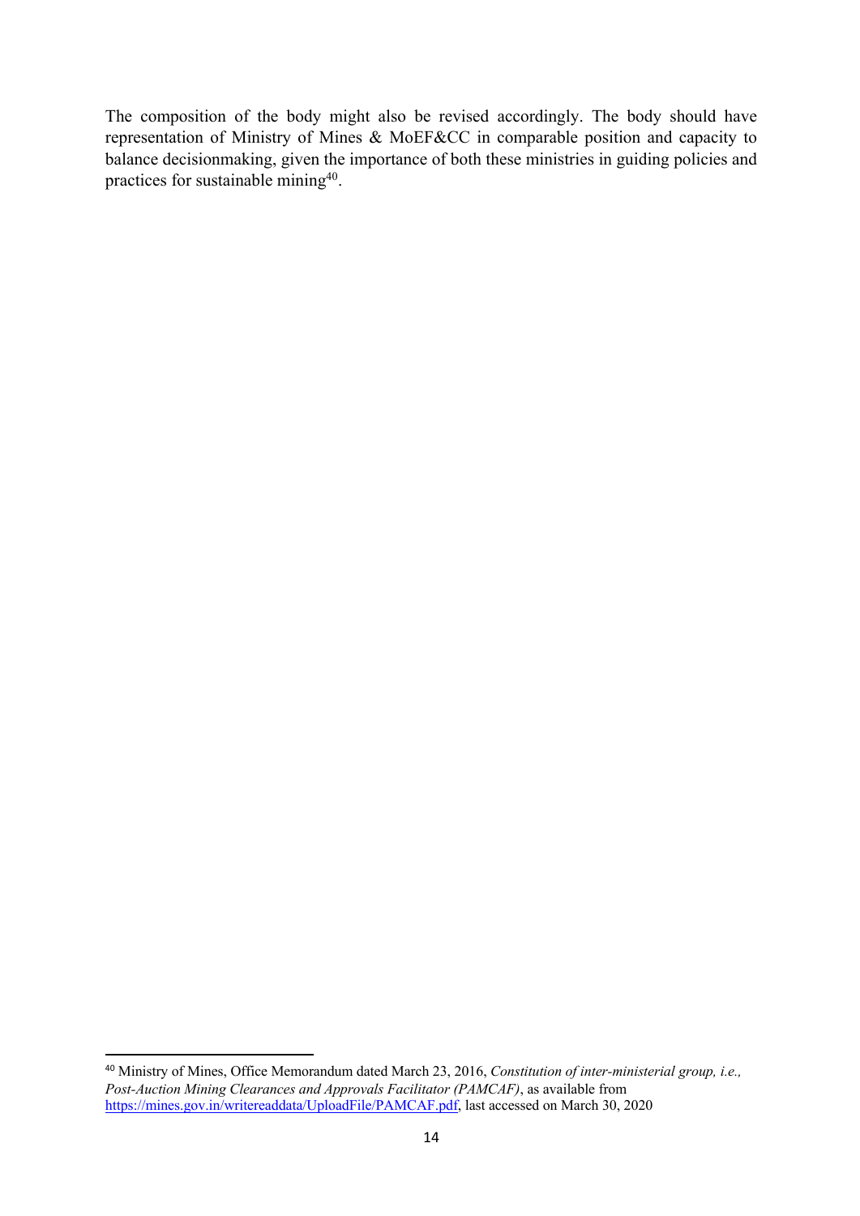The composition of the body might also be revised accordingly. The body should have representation of Ministry of Mines & MoEF&CC in comparable position and capacity to balance decisionmaking, given the importance of both these ministries in guiding policies and practices for sustainable mining[40].

[40] Ministry of Mines, Office Memorandum dated March 23, 2016, *Constitution of inter-ministerial group, i.e., Post-Auction Mining Clearances and Approvals Facilitator (PAMCAF)*, as available from https://mines.gov.in/writereaddata/UploadFile/PAMCAF.pdf, last accessed on March 30, 2020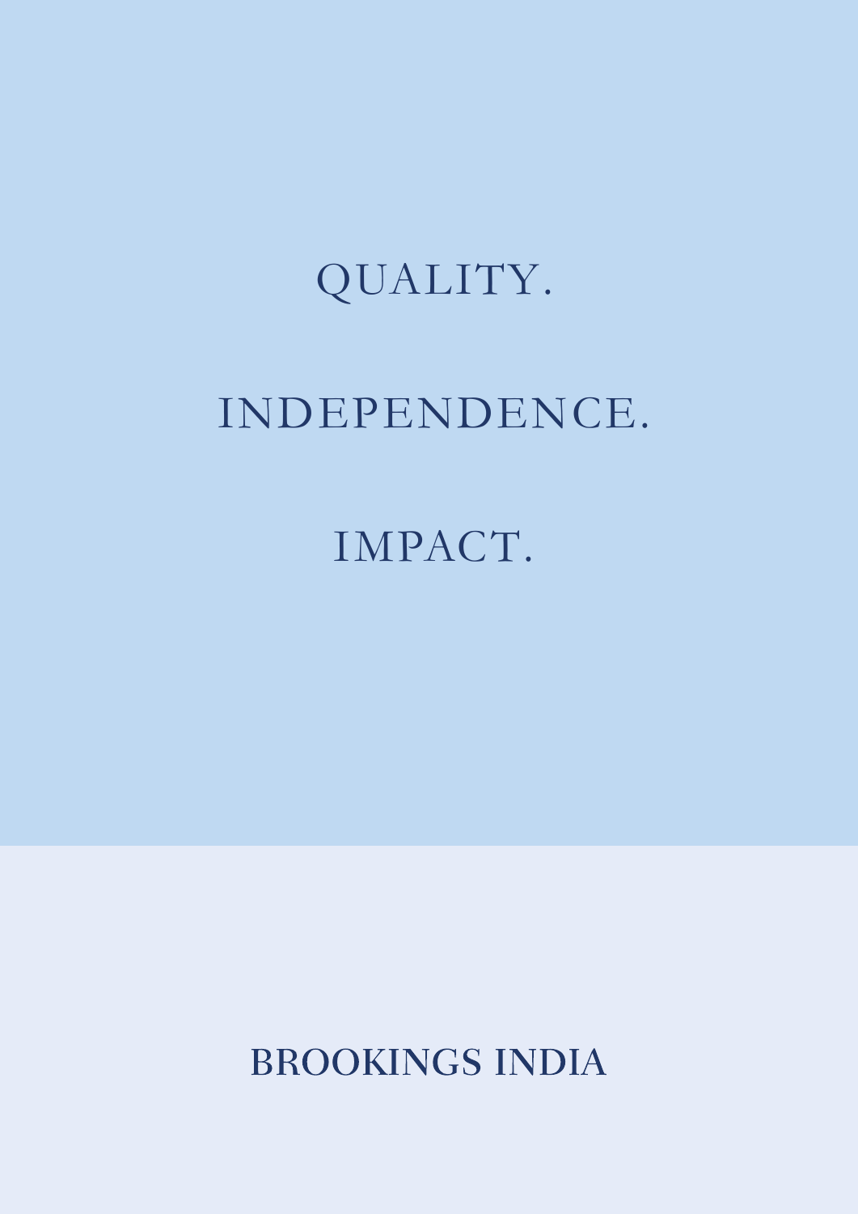QUALITY.

INDEPENDENCE.

IMPACT.

BROOKINGS INDIA